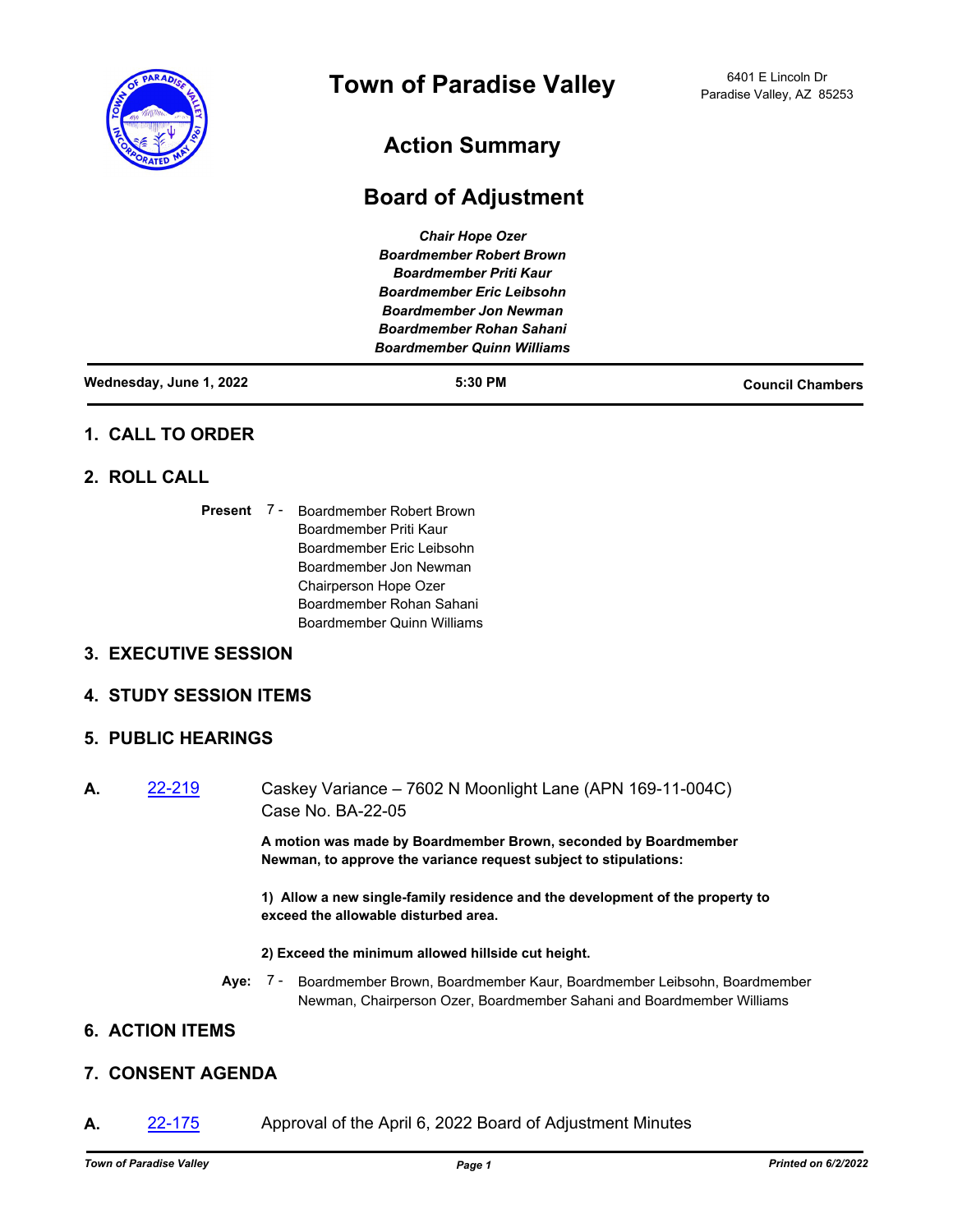# Town of Paradise Valley

6401 E Lincoln Dr
Paradise Valley, AZ 85253

## Action Summary

## Board of Adjustment

***Chair Hope Ozer***
***Boardmember Robert Brown***
***Boardmember Priti Kaur***
***Boardmember Eric Leibsohn***
***Boardmember Jon Newman***
***Boardmember Rohan Sahani***
***Boardmember Quinn Williams***

**Wednesday, June 1, 2022** | **5:30 PM** | **Council Chambers**

## 1. CALL TO ORDER

## 2. ROLL CALL

**Present** 7 - Boardmember Robert Brown
Boardmember Priti Kaur
Boardmember Eric Leibsohn
Boardmember Jon Newman
Chairperson Hope Ozer
Boardmember Rohan Sahani
Boardmember Quinn Williams

## 3. EXECUTIVE SESSION

## 4. STUDY SESSION ITEMS

## 5. PUBLIC HEARINGS

**A.** [22-219] Caskey Variance – 7602 N Moonlight Lane (APN 169-11-004C)
Case No. BA-22-05

**A motion was made by Boardmember Brown, seconded by Boardmember Newman, to approve the variance request subject to stipulations:**

**1) Allow a new single-family residence and the development of the property to exceed the allowable disturbed area.**

**2) Exceed the minimum allowed hillside cut height.**

**Aye:** 7 - Boardmember Brown, Boardmember Kaur, Boardmember Leibsohn, Boardmember Newman, Chairperson Ozer, Boardmember Sahani and Boardmember Williams

## 6. ACTION ITEMS

## 7. CONSENT AGENDA

**A.** [22-175] Approval of the April 6, 2022 Board of Adjustment Minutes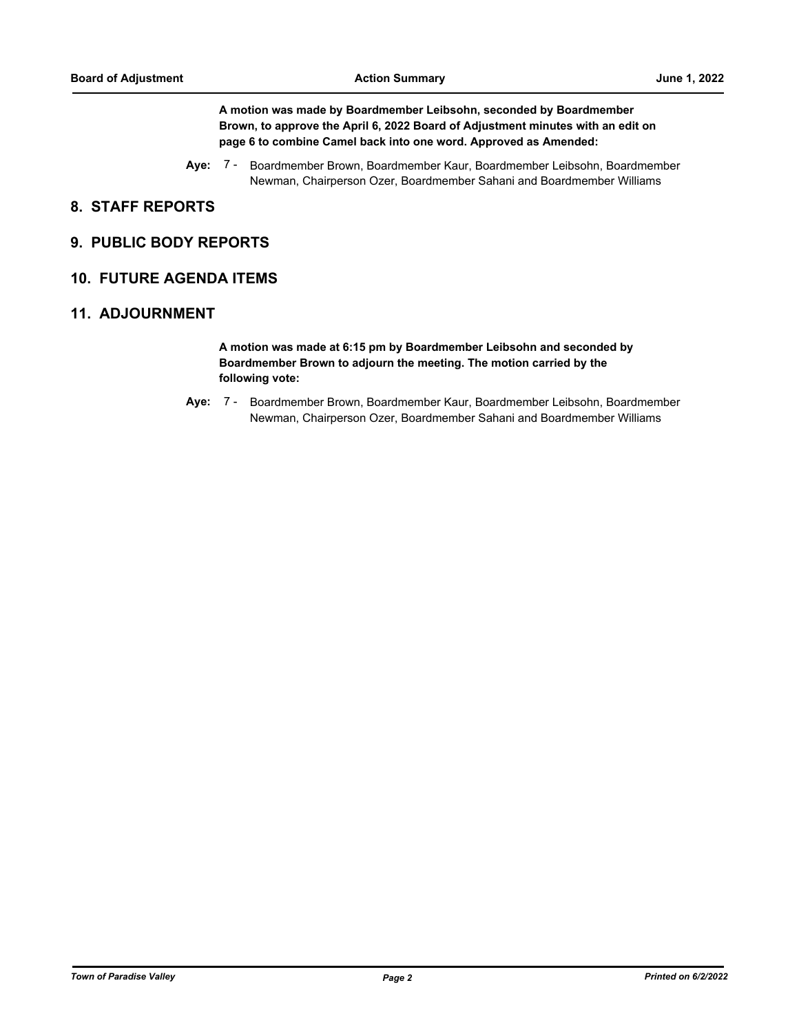**A motion was made by Boardmember Leibsohn, seconded by Boardmember Brown, to approve the April 6, 2022 Board of Adjustment minutes with an edit on page 6 to combine Camel back into one word. Approved as Amended:**

**Aye:** 7 - Boardmember Brown, Boardmember Kaur, Boardmember Leibsohn, Boardmember Newman, Chairperson Ozer, Boardmember Sahani and Boardmember Williams

## 8. STAFF REPORTS

## 9. PUBLIC BODY REPORTS

## 10. FUTURE AGENDA ITEMS

## 11. ADJOURNMENT

**A motion was made at 6:15 pm by Boardmember Leibsohn and seconded by Boardmember Brown to adjourn the meeting. The motion carried by the following vote:**

**Aye:** 7 - Boardmember Brown, Boardmember Kaur, Boardmember Leibsohn, Boardmember Newman, Chairperson Ozer, Boardmember Sahani and Boardmember Williams